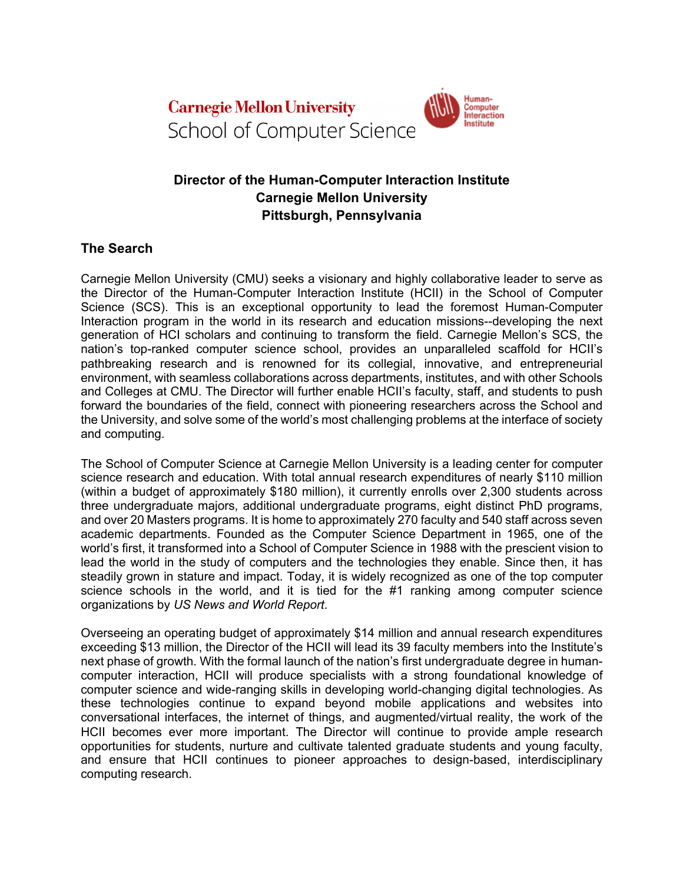Carnegie Mellon University
School of Computer Science

Human-Computer Interaction Institute

# Director of the Human-Computer Interaction Institute
# Carnegie Mellon University
# Pittsburgh, Pennsylvania

## The Search

Carnegie Mellon University (CMU) seeks a visionary and highly collaborative leader to serve as the Director of the Human-Computer Interaction Institute (HCII) in the School of Computer Science (SCS). This is an exceptional opportunity to lead the foremost Human-Computer Interaction program in the world in its research and education missions--developing the next generation of HCI scholars and continuing to transform the field. Carnegie Mellon's SCS, the nation's top-ranked computer science school, provides an unparalleled scaffold for HCII's pathbreaking research and is renowned for its collegial, innovative, and entrepreneurial environment, with seamless collaborations across departments, institutes, and with other Schools and Colleges at CMU. The Director will further enable HCII's faculty, staff, and students to push forward the boundaries of the field, connect with pioneering researchers across the School and the University, and solve some of the world's most challenging problems at the interface of society and computing.

The School of Computer Science at Carnegie Mellon University is a leading center for computer science research and education. With total annual research expenditures of nearly $110 million (within a budget of approximately $180 million), it currently enrolls over 2,300 students across three undergraduate majors, additional undergraduate programs, eight distinct PhD programs, and over 20 Masters programs. It is home to approximately 270 faculty and 540 staff across seven academic departments. Founded as the Computer Science Department in 1965, one of the world's first, it transformed into a School of Computer Science in 1988 with the prescient vision to lead the world in the study of computers and the technologies they enable. Since then, it has steadily grown in stature and impact. Today, it is widely recognized as one of the top computer science schools in the world, and it is tied for the #1 ranking among computer science organizations by *US News and World Report*.

Overseeing an operating budget of approximately $14 million and annual research expenditures exceeding $13 million, the Director of the HCII will lead its 39 faculty members into the Institute's next phase of growth. With the formal launch of the nation's first undergraduate degree in human-computer interaction, HCII will produce specialists with a strong foundational knowledge of computer science and wide-ranging skills in developing world-changing digital technologies. As these technologies continue to expand beyond mobile applications and websites into conversational interfaces, the internet of things, and augmented/virtual reality, the work of the HCII becomes ever more important. The Director will continue to provide ample research opportunities for students, nurture and cultivate talented graduate students and young faculty, and ensure that HCII continues to pioneer approaches to design-based, interdisciplinary computing research.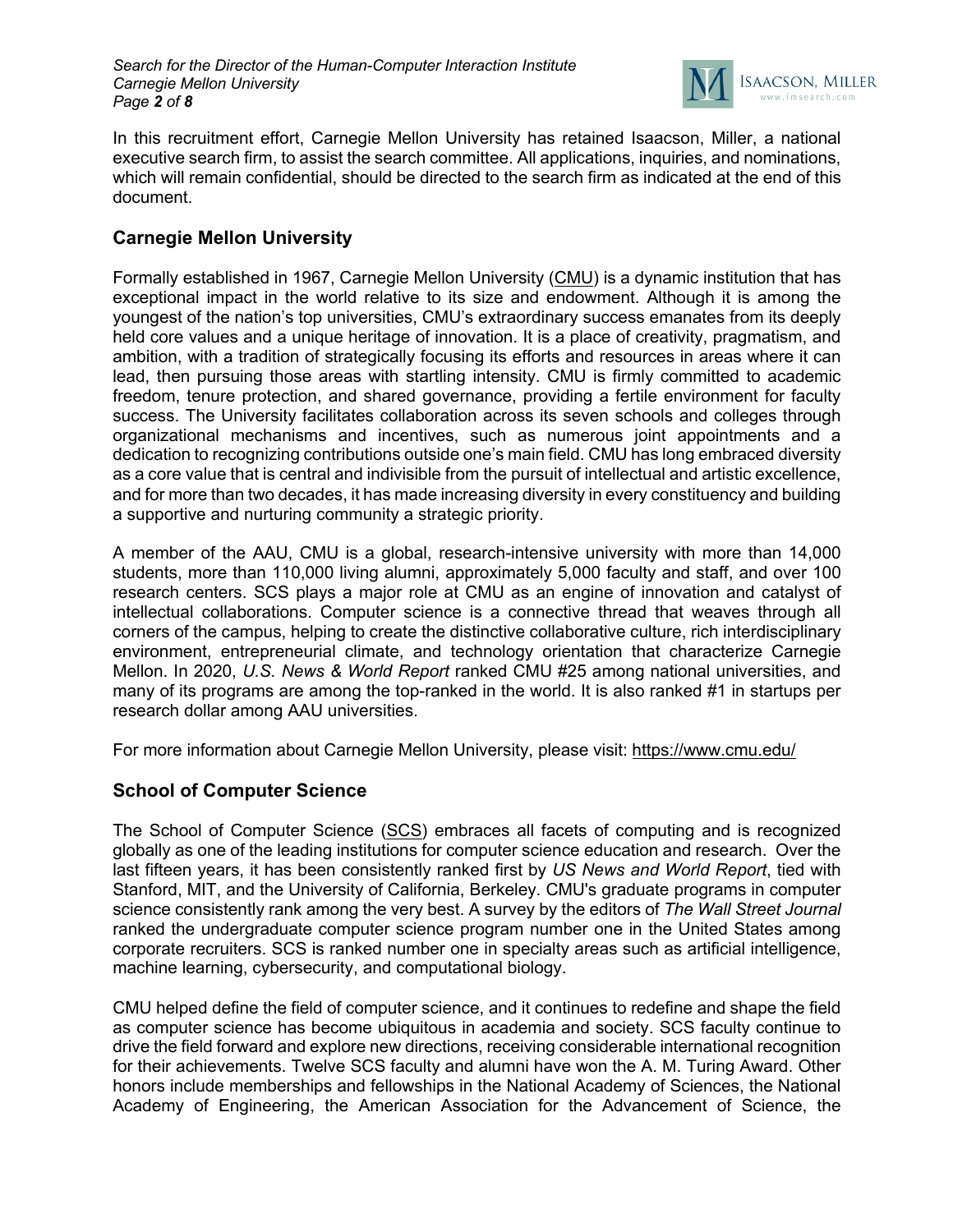In this recruitment effort, Carnegie Mellon University has retained Isaacson, Miller, a national executive search firm, to assist the search committee. All applications, inquiries, and nominations, which will remain confidential, should be directed to the search firm as indicated at the end of this document.

## Carnegie Mellon University

Formally established in 1967, Carnegie Mellon University (CMU) is a dynamic institution that has exceptional impact in the world relative to its size and endowment. Although it is among the youngest of the nation's top universities, CMU's extraordinary success emanates from its deeply held core values and a unique heritage of innovation. It is a place of creativity, pragmatism, and ambition, with a tradition of strategically focusing its efforts and resources in areas where it can lead, then pursuing those areas with startling intensity. CMU is firmly committed to academic freedom, tenure protection, and shared governance, providing a fertile environment for faculty success. The University facilitates collaboration across its seven schools and colleges through organizational mechanisms and incentives, such as numerous joint appointments and a dedication to recognizing contributions outside one's main field. CMU has long embraced diversity as a core value that is central and indivisible from the pursuit of intellectual and artistic excellence, and for more than two decades, it has made increasing diversity in every constituency and building a supportive and nurturing community a strategic priority.

A member of the AAU, CMU is a global, research-intensive university with more than 14,000 students, more than 110,000 living alumni, approximately 5,000 faculty and staff, and over 100 research centers. SCS plays a major role at CMU as an engine of innovation and catalyst of intellectual collaborations. Computer science is a connective thread that weaves through all corners of the campus, helping to create the distinctive collaborative culture, rich interdisciplinary environment, entrepreneurial climate, and technology orientation that characterize Carnegie Mellon. In 2020, *U.S. News & World Report* ranked CMU #25 among national universities, and many of its programs are among the top-ranked in the world. It is also ranked #1 in startups per research dollar among AAU universities.

For more information about Carnegie Mellon University, please visit: https://www.cmu.edu/

## School of Computer Science

The School of Computer Science (SCS) embraces all facets of computing and is recognized globally as one of the leading institutions for computer science education and research. Over the last fifteen years, it has been consistently ranked first by *US News and World Report*, tied with Stanford, MIT, and the University of California, Berkeley. CMU's graduate programs in computer science consistently rank among the very best. A survey by the editors of *The Wall Street Journal* ranked the undergraduate computer science program number one in the United States among corporate recruiters. SCS is ranked number one in specialty areas such as artificial intelligence, machine learning, cybersecurity, and computational biology.

CMU helped define the field of computer science, and it continues to redefine and shape the field as computer science has become ubiquitous in academia and society. SCS faculty continue to drive the field forward and explore new directions, receiving considerable international recognition for their achievements. Twelve SCS faculty and alumni have won the A. M. Turing Award. Other honors include memberships and fellowships in the National Academy of Sciences, the National Academy of Engineering, the American Association for the Advancement of Science, the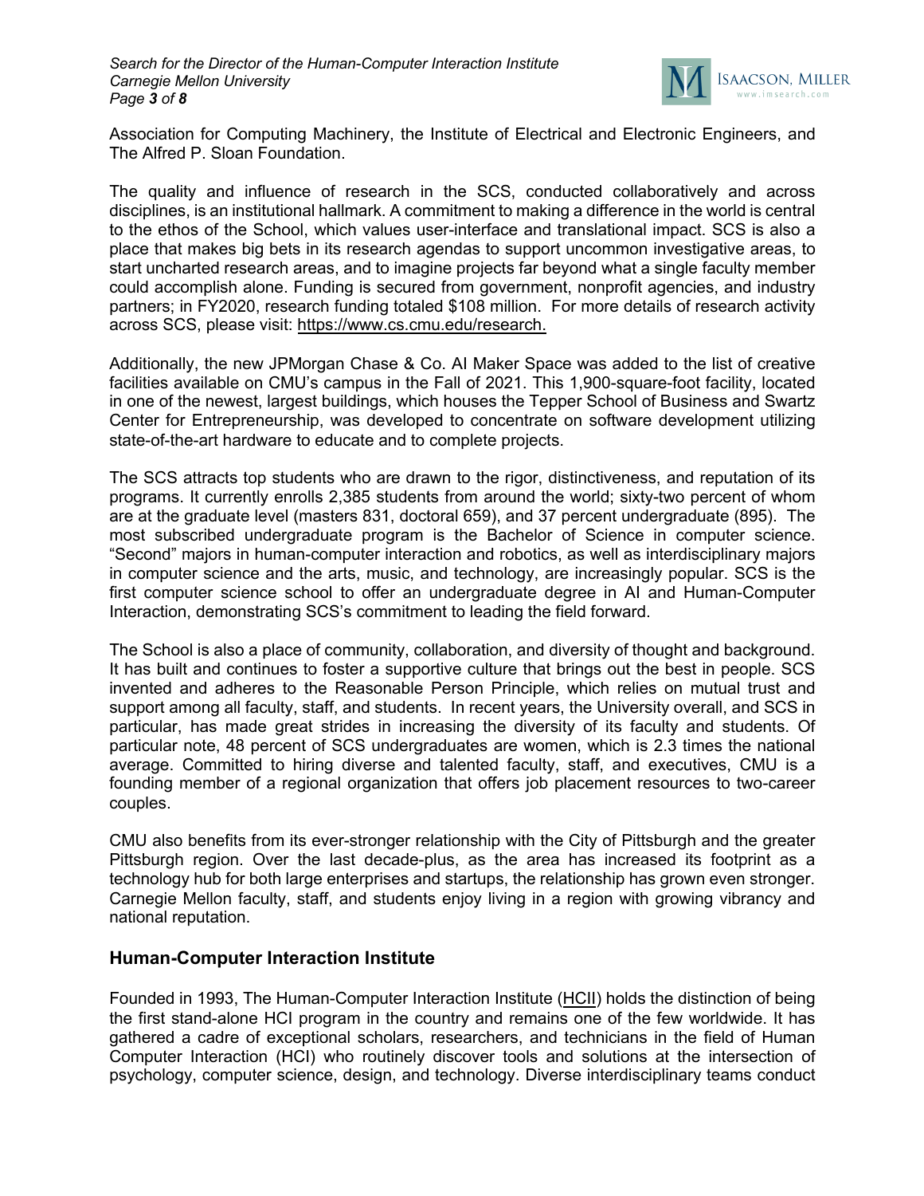Association for Computing Machinery, the Institute of Electrical and Electronic Engineers, and The Alfred P. Sloan Foundation.

The quality and influence of research in the SCS, conducted collaboratively and across disciplines, is an institutional hallmark. A commitment to making a difference in the world is central to the ethos of the School, which values user-interface and translational impact. SCS is also a place that makes big bets in its research agendas to support uncommon investigative areas, to start uncharted research areas, and to imagine projects far beyond what a single faculty member could accomplish alone. Funding is secured from government, nonprofit agencies, and industry partners; in FY2020, research funding totaled $108 million. For more details of research activity across SCS, please visit: https://www.cs.cmu.edu/research.

Additionally, the new JPMorgan Chase & Co. AI Maker Space was added to the list of creative facilities available on CMU's campus in the Fall of 2021. This 1,900-square-foot facility, located in one of the newest, largest buildings, which houses the Tepper School of Business and Swartz Center for Entrepreneurship, was developed to concentrate on software development utilizing state-of-the-art hardware to educate and to complete projects.

The SCS attracts top students who are drawn to the rigor, distinctiveness, and reputation of its programs. It currently enrolls 2,385 students from around the world; sixty-two percent of whom are at the graduate level (masters 831, doctoral 659), and 37 percent undergraduate (895). The most subscribed undergraduate program is the Bachelor of Science in computer science. "Second" majors in human-computer interaction and robotics, as well as interdisciplinary majors in computer science and the arts, music, and technology, are increasingly popular. SCS is the first computer science school to offer an undergraduate degree in AI and Human-Computer Interaction, demonstrating SCS's commitment to leading the field forward.

The School is also a place of community, collaboration, and diversity of thought and background. It has built and continues to foster a supportive culture that brings out the best in people. SCS invented and adheres to the Reasonable Person Principle, which relies on mutual trust and support among all faculty, staff, and students. In recent years, the University overall, and SCS in particular, has made great strides in increasing the diversity of its faculty and students. Of particular note, 48 percent of SCS undergraduates are women, which is 2.3 times the national average. Committed to hiring diverse and talented faculty, staff, and executives, CMU is a founding member of a regional organization that offers job placement resources to two-career couples.

CMU also benefits from its ever-stronger relationship with the City of Pittsburgh and the greater Pittsburgh region. Over the last decade-plus, as the area has increased its footprint as a technology hub for both large enterprises and startups, the relationship has grown even stronger. Carnegie Mellon faculty, staff, and students enjoy living in a region with growing vibrancy and national reputation.

## Human-Computer Interaction Institute

Founded in 1993, The Human-Computer Interaction Institute (HCII) holds the distinction of being the first stand-alone HCI program in the country and remains one of the few worldwide. It has gathered a cadre of exceptional scholars, researchers, and technicians in the field of Human Computer Interaction (HCI) who routinely discover tools and solutions at the intersection of psychology, computer science, design, and technology. Diverse interdisciplinary teams conduct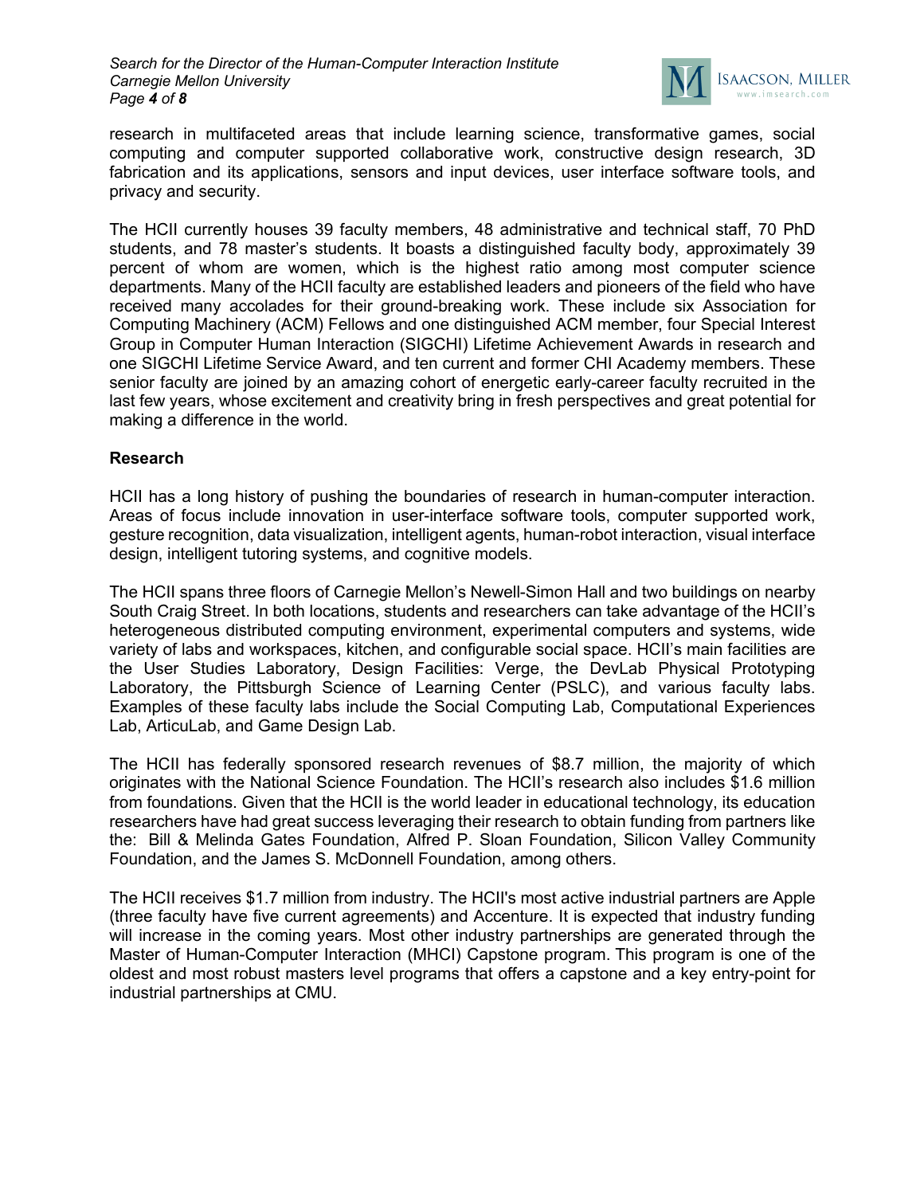research in multifaceted areas that include learning science, transformative games, social computing and computer supported collaborative work, constructive design research, 3D fabrication and its applications, sensors and input devices, user interface software tools, and privacy and security.

The HCII currently houses 39 faculty members, 48 administrative and technical staff, 70 PhD students, and 78 master's students. It boasts a distinguished faculty body, approximately 39 percent of whom are women, which is the highest ratio among most computer science departments. Many of the HCII faculty are established leaders and pioneers of the field who have received many accolades for their ground-breaking work. These include six Association for Computing Machinery (ACM) Fellows and one distinguished ACM member, four Special Interest Group in Computer Human Interaction (SIGCHI) Lifetime Achievement Awards in research and one SIGCHI Lifetime Service Award, and ten current and former CHI Academy members. These senior faculty are joined by an amazing cohort of energetic early-career faculty recruited in the last few years, whose excitement and creativity bring in fresh perspectives and great potential for making a difference in the world.

**Research**

HCII has a long history of pushing the boundaries of research in human-computer interaction. Areas of focus include innovation in user-interface software tools, computer supported work, gesture recognition, data visualization, intelligent agents, human-robot interaction, visual interface design, intelligent tutoring systems, and cognitive models.

The HCII spans three floors of Carnegie Mellon's Newell-Simon Hall and two buildings on nearby South Craig Street. In both locations, students and researchers can take advantage of the HCII's heterogeneous distributed computing environment, experimental computers and systems, wide variety of labs and workspaces, kitchen, and configurable social space. HCII's main facilities are the User Studies Laboratory, Design Facilities: Verge, the DevLab Physical Prototyping Laboratory, the Pittsburgh Science of Learning Center (PSLC), and various faculty labs. Examples of these faculty labs include the Social Computing Lab, Computational Experiences Lab, ArticuLab, and Game Design Lab.

The HCII has federally sponsored research revenues of $8.7 million, the majority of which originates with the National Science Foundation. The HCII's research also includes $1.6 million from foundations. Given that the HCII is the world leader in educational technology, its education researchers have had great success leveraging their research to obtain funding from partners like the: Bill & Melinda Gates Foundation, Alfred P. Sloan Foundation, Silicon Valley Community Foundation, and the James S. McDonnell Foundation, among others.

The HCII receives $1.7 million from industry. The HCII's most active industrial partners are Apple (three faculty have five current agreements) and Accenture. It is expected that industry funding will increase in the coming years. Most other industry partnerships are generated through the Master of Human-Computer Interaction (MHCI) Capstone program. This program is one of the oldest and most robust masters level programs that offers a capstone and a key entry-point for industrial partnerships at CMU.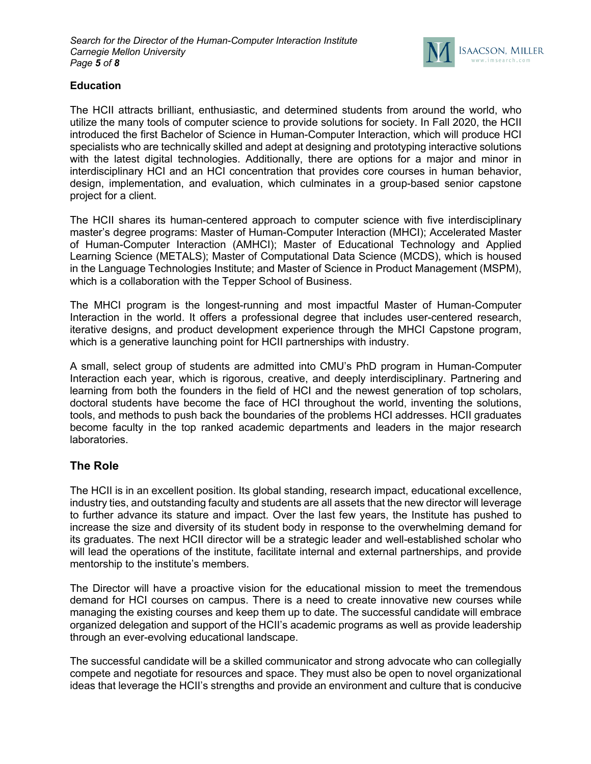### Education

The HCII attracts brilliant, enthusiastic, and determined students from around the world, who utilize the many tools of computer science to provide solutions for society. In Fall 2020, the HCII introduced the first Bachelor of Science in Human-Computer Interaction, which will produce HCI specialists who are technically skilled and adept at designing and prototyping interactive solutions with the latest digital technologies. Additionally, there are options for a major and minor in interdisciplinary HCI and an HCI concentration that provides core courses in human behavior, design, implementation, and evaluation, which culminates in a group-based senior capstone project for a client.

The HCII shares its human-centered approach to computer science with five interdisciplinary master's degree programs: Master of Human-Computer Interaction (MHCI); Accelerated Master of Human-Computer Interaction (AMHCI); Master of Educational Technology and Applied Learning Science (METALS); Master of Computational Data Science (MCDS), which is housed in the Language Technologies Institute; and Master of Science in Product Management (MSPM), which is a collaboration with the Tepper School of Business.

The MHCI program is the longest-running and most impactful Master of Human-Computer Interaction in the world. It offers a professional degree that includes user-centered research, iterative designs, and product development experience through the MHCI Capstone program, which is a generative launching point for HCII partnerships with industry.

A small, select group of students are admitted into CMU's PhD program in Human-Computer Interaction each year, which is rigorous, creative, and deeply interdisciplinary. Partnering and learning from both the founders in the field of HCI and the newest generation of top scholars, doctoral students have become the face of HCI throughout the world, inventing the solutions, tools, and methods to push back the boundaries of the problems HCI addresses. HCII graduates become faculty in the top ranked academic departments and leaders in the major research laboratories.

## The Role

The HCII is in an excellent position. Its global standing, research impact, educational excellence, industry ties, and outstanding faculty and students are all assets that the new director will leverage to further advance its stature and impact. Over the last few years, the Institute has pushed to increase the size and diversity of its student body in response to the overwhelming demand for its graduates. The next HCII director will be a strategic leader and well-established scholar who will lead the operations of the institute, facilitate internal and external partnerships, and provide mentorship to the institute's members.

The Director will have a proactive vision for the educational mission to meet the tremendous demand for HCI courses on campus. There is a need to create innovative new courses while managing the existing courses and keep them up to date. The successful candidate will embrace organized delegation and support of the HCII's academic programs as well as provide leadership through an ever-evolving educational landscape.

The successful candidate will be a skilled communicator and strong advocate who can collegially compete and negotiate for resources and space. They must also be open to novel organizational ideas that leverage the HCII's strengths and provide an environment and culture that is conducive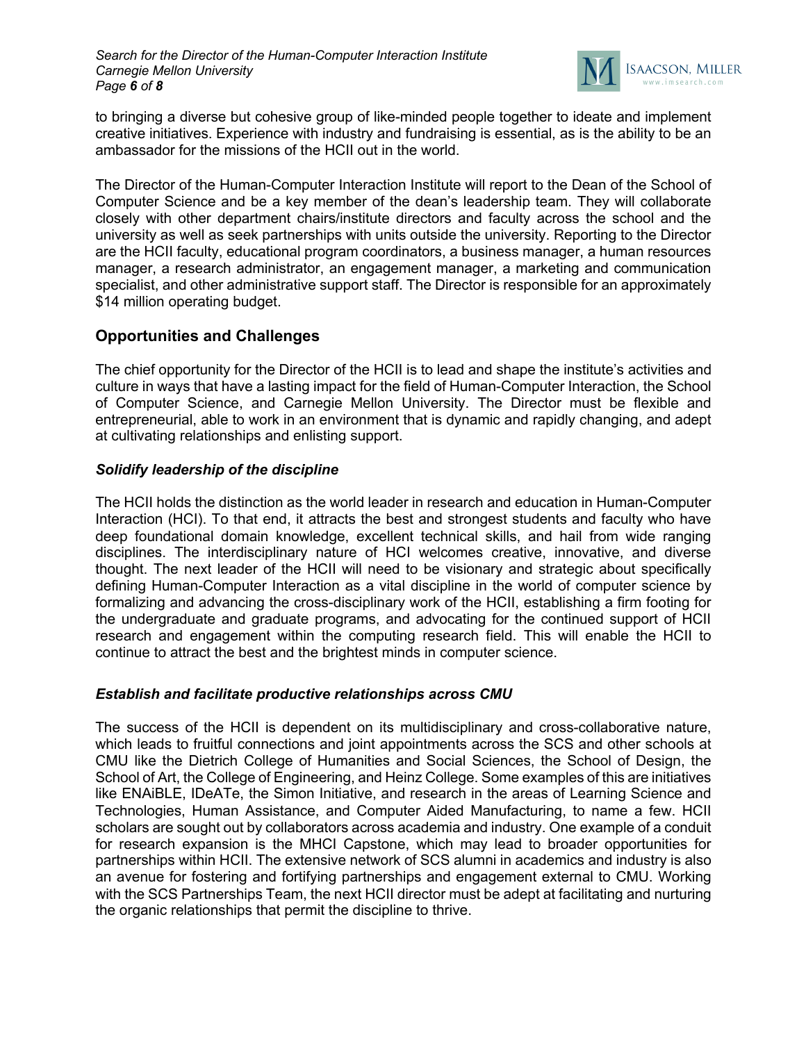to bringing a diverse but cohesive group of like-minded people together to ideate and implement creative initiatives. Experience with industry and fundraising is essential, as is the ability to be an ambassador for the missions of the HCII out in the world.

The Director of the Human-Computer Interaction Institute will report to the Dean of the School of Computer Science and be a key member of the dean's leadership team. They will collaborate closely with other department chairs/institute directors and faculty across the school and the university as well as seek partnerships with units outside the university. Reporting to the Director are the HCII faculty, educational program coordinators, a business manager, a human resources manager, a research administrator, an engagement manager, a marketing and communication specialist, and other administrative support staff. The Director is responsible for an approximately $14 million operating budget.

## Opportunities and Challenges

The chief opportunity for the Director of the HCII is to lead and shape the institute's activities and culture in ways that have a lasting impact for the field of Human-Computer Interaction, the School of Computer Science, and Carnegie Mellon University. The Director must be flexible and entrepreneurial, able to work in an environment that is dynamic and rapidly changing, and adept at cultivating relationships and enlisting support.

### *Solidify leadership of the discipline*

The HCII holds the distinction as the world leader in research and education in Human-Computer Interaction (HCI). To that end, it attracts the best and strongest students and faculty who have deep foundational domain knowledge, excellent technical skills, and hail from wide ranging disciplines. The interdisciplinary nature of HCI welcomes creative, innovative, and diverse thought. The next leader of the HCII will need to be visionary and strategic about specifically defining Human-Computer Interaction as a vital discipline in the world of computer science by formalizing and advancing the cross-disciplinary work of the HCII, establishing a firm footing for the undergraduate and graduate programs, and advocating for the continued support of HCII research and engagement within the computing research field. This will enable the HCII to continue to attract the best and the brightest minds in computer science.

### *Establish and facilitate productive relationships across CMU*

The success of the HCII is dependent on its multidisciplinary and cross-collaborative nature, which leads to fruitful connections and joint appointments across the SCS and other schools at CMU like the Dietrich College of Humanities and Social Sciences, the School of Design, the School of Art, the College of Engineering, and Heinz College. Some examples of this are initiatives like ENAiBLE, IDeATe, the Simon Initiative, and research in the areas of Learning Science and Technologies, Human Assistance, and Computer Aided Manufacturing, to name a few. HCII scholars are sought out by collaborators across academia and industry. One example of a conduit for research expansion is the MHCI Capstone, which may lead to broader opportunities for partnerships within HCII. The extensive network of SCS alumni in academics and industry is also an avenue for fostering and fortifying partnerships and engagement external to CMU. Working with the SCS Partnerships Team, the next HCII director must be adept at facilitating and nurturing the organic relationships that permit the discipline to thrive.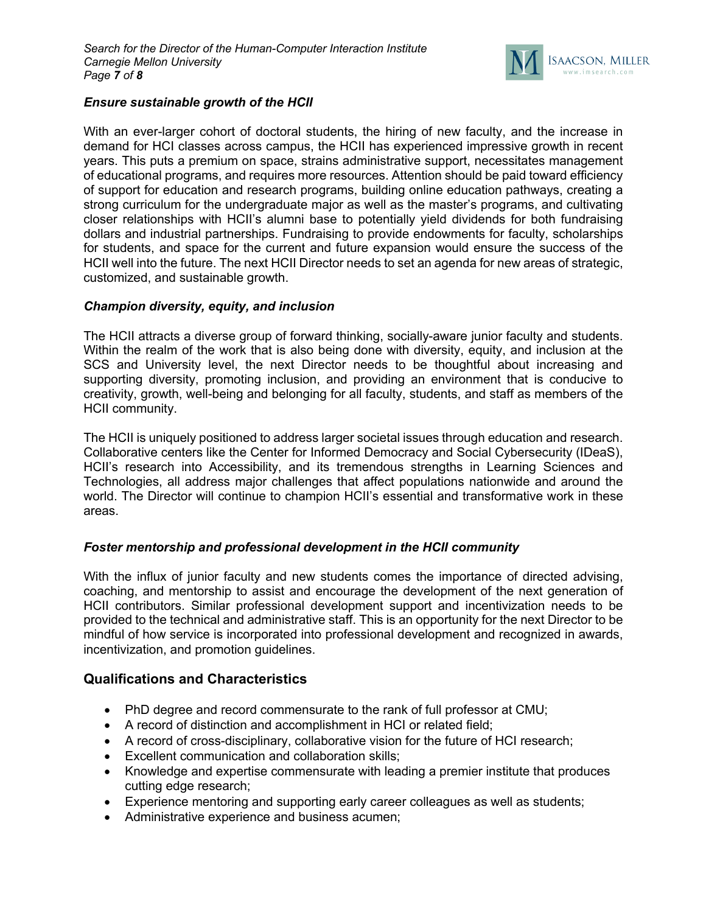### *Ensure sustainable growth of the HCII*

With an ever-larger cohort of doctoral students, the hiring of new faculty, and the increase in demand for HCI classes across campus, the HCII has experienced impressive growth in recent years. This puts a premium on space, strains administrative support, necessitates management of educational programs, and requires more resources. Attention should be paid toward efficiency of support for education and research programs, building online education pathways, creating a strong curriculum for the undergraduate major as well as the master's programs, and cultivating closer relationships with HCII's alumni base to potentially yield dividends for both fundraising dollars and industrial partnerships. Fundraising to provide endowments for faculty, scholarships for students, and space for the current and future expansion would ensure the success of the HCII well into the future. The next HCII Director needs to set an agenda for new areas of strategic, customized, and sustainable growth.

### *Champion diversity, equity, and inclusion*

The HCII attracts a diverse group of forward thinking, socially-aware junior faculty and students. Within the realm of the work that is also being done with diversity, equity, and inclusion at the SCS and University level, the next Director needs to be thoughtful about increasing and supporting diversity, promoting inclusion, and providing an environment that is conducive to creativity, growth, well-being and belonging for all faculty, students, and staff as members of the HCII community.

The HCII is uniquely positioned to address larger societal issues through education and research. Collaborative centers like the Center for Informed Democracy and Social Cybersecurity (IDeaS), HCII's research into Accessibility, and its tremendous strengths in Learning Sciences and Technologies, all address major challenges that affect populations nationwide and around the world. The Director will continue to champion HCII's essential and transformative work in these areas.

### *Foster mentorship and professional development in the HCII community*

With the influx of junior faculty and new students comes the importance of directed advising, coaching, and mentorship to assist and encourage the development of the next generation of HCII contributors. Similar professional development support and incentivization needs to be provided to the technical and administrative staff. This is an opportunity for the next Director to be mindful of how service is incorporated into professional development and recognized in awards, incentivization, and promotion guidelines.

## Qualifications and Characteristics

- PhD degree and record commensurate to the rank of full professor at CMU;
- A record of distinction and accomplishment in HCI or related field;
- A record of cross-disciplinary, collaborative vision for the future of HCI research;
- Excellent communication and collaboration skills;
- Knowledge and expertise commensurate with leading a premier institute that produces cutting edge research;
- Experience mentoring and supporting early career colleagues as well as students;
- Administrative experience and business acumen;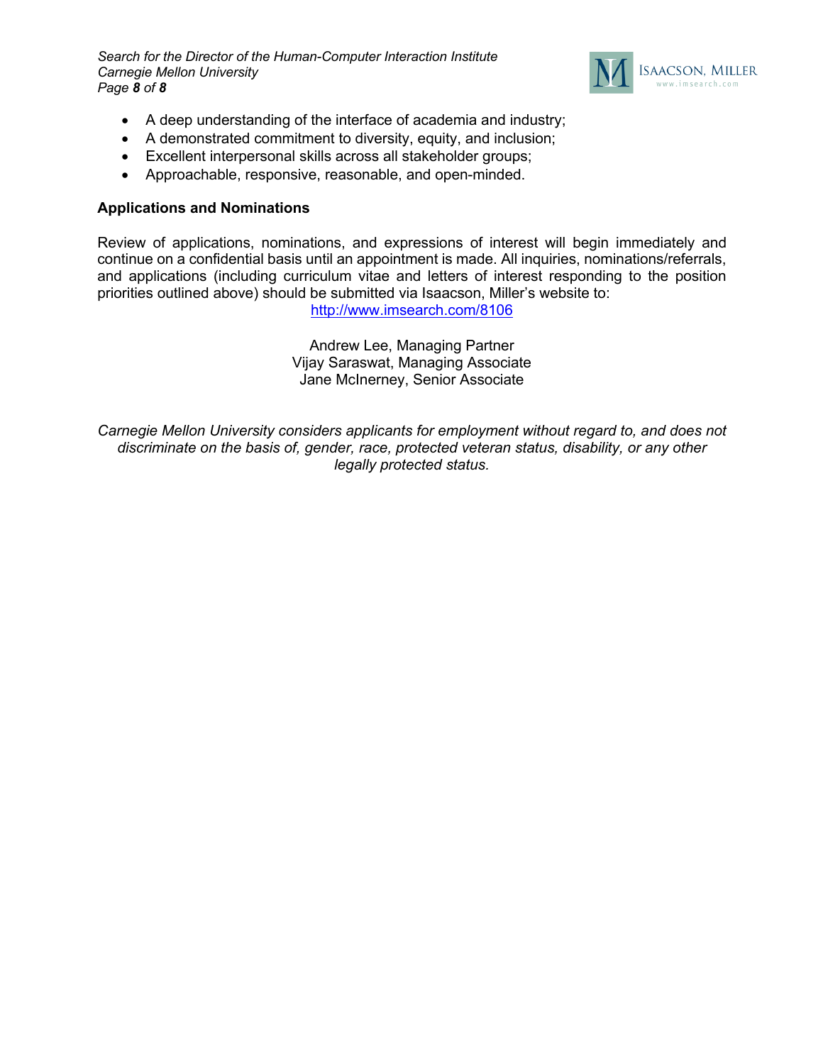- A deep understanding of the interface of academia and industry;
- A demonstrated commitment to diversity, equity, and inclusion;
- Excellent interpersonal skills across all stakeholder groups;
- Approachable, responsive, reasonable, and open-minded.

**Applications and Nominations**

Review of applications, nominations, and expressions of interest will begin immediately and continue on a confidential basis until an appointment is made. All inquiries, nominations/referrals, and applications (including curriculum vitae and letters of interest responding to the position priorities outlined above) should be submitted via Isaacson, Miller's website to:

http://www.imsearch.com/8106

Andrew Lee, Managing Partner
Vijay Saraswat, Managing Associate
Jane McInerney, Senior Associate

*Carnegie Mellon University considers applicants for employment without regard to, and does not discriminate on the basis of, gender, race, protected veteran status, disability, or any other legally protected status.*